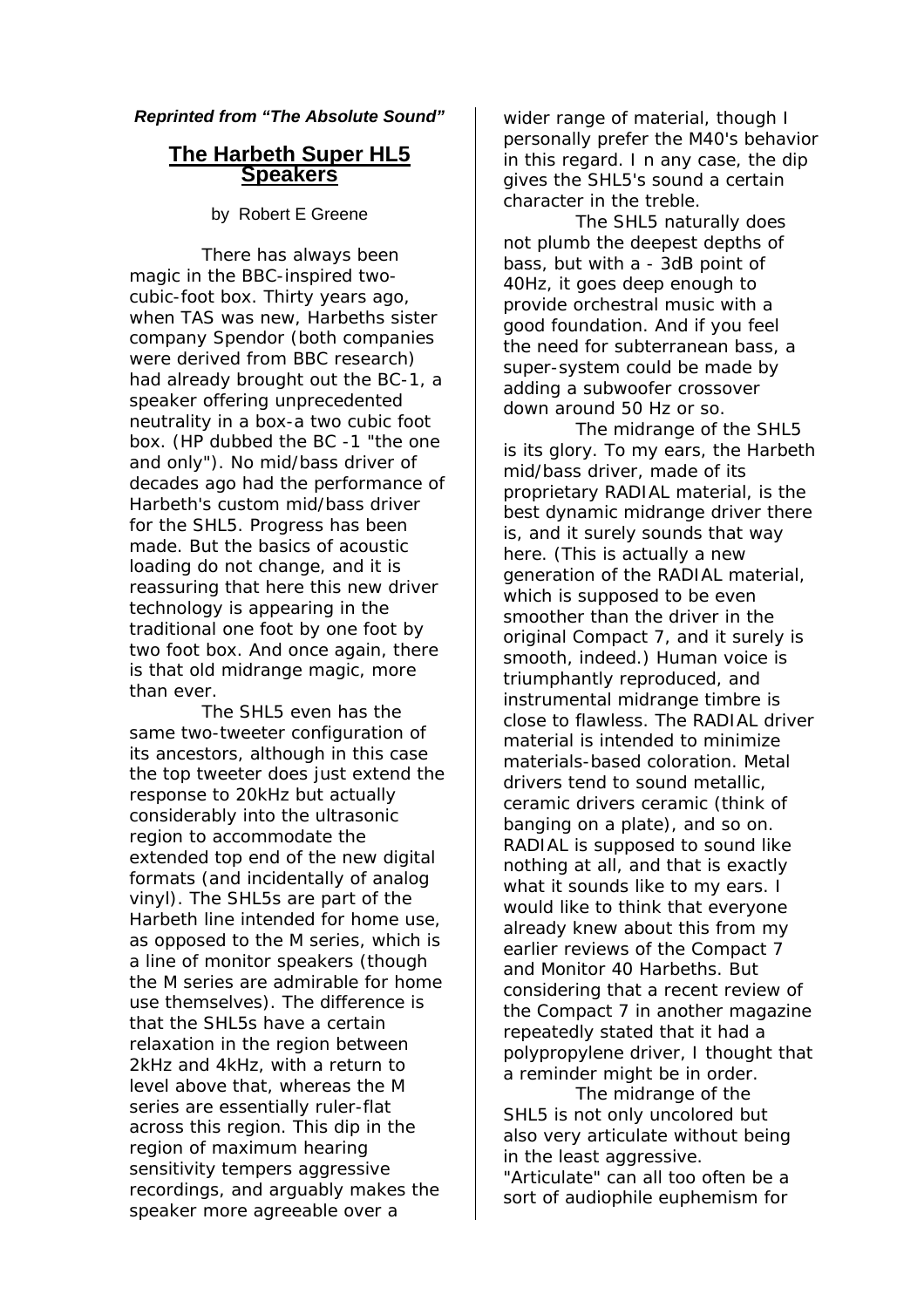***Reprinted from "The Absolute Sound"***

# The Harbeth Super HL5 Speakers

by Robert E Greene

There has always been magic in the BBC-inspired two-cubic-foot box. Thirty years ago, when TAS was new, Harbeths sister company Spendor (both companies were derived from BBC research) had already brought out the BC-1, a speaker offering unprecedented neutrality in a box-a two cubic foot box. (HP dubbed the BC -1 "the one and only"). No mid/bass driver of decades ago had the performance of Harbeth's custom mid/bass driver for the SHL5. Progress has been made. But the basics of acoustic loading do not change, and it is reassuring that here this new driver technology is appearing in the traditional one foot by one foot by two foot box. And once again, there is that old midrange magic, more than ever.

The SHL5 even has the same two-tweeter configuration of its ancestors, although in this case the top tweeter does just extend the response to 20kHz but actually considerably into the ultrasonic region to accommodate the extended top end of the new digital formats (and incidentally of analog vinyl). The SHL5s are part of the Harbeth line intended for home use, as opposed to the M series, which is a line of monitor speakers (though the M series are admirable for home use themselves). The difference is that the SHL5s have a certain relaxation in the region between 2kHz and 4kHz, with a return to level above that, whereas the M series are essentially ruler-flat across this region. This dip in the region of maximum hearing sensitivity tempers aggressive recordings, and arguably makes the speaker more agreeable over a wider range of material, though I personally prefer the M40's behavior in this regard. I n any case, the dip gives the SHL5's sound a certain character in the treble.

The SHL5 naturally does not plumb the deepest depths of bass, but with a - 3dB point of 40Hz, it goes deep enough to provide orchestral music with a good foundation. And if you feel the need for subterranean bass, a super-system could be made by adding a subwoofer crossover down around 50 Hz or so.

The midrange of the SHL5 is its glory. To my ears, the Harbeth mid/bass driver, made of its proprietary RADIAL material, is the best dynamic midrange driver there is, and it surely sounds that way here. (This is actually a new generation of the RADIAL material, which is supposed to be even smoother than the driver in the original Compact 7, and it surely is smooth, indeed.) Human voice is triumphantly reproduced, and instrumental midrange timbre is close to flawless. The RADIAL driver material is intended to minimize materials-based coloration. Metal drivers tend to sound metallic, ceramic drivers ceramic (think of banging on a plate), and so on. RADIAL is supposed to sound like nothing at all, and that is exactly what it sounds like to my ears. I would like to think that everyone already knew about this from my earlier reviews of the Compact 7 and Monitor 40 Harbeths. But considering that a recent review of the Compact 7 in another magazine repeatedly stated that it had a polypropylene driver, I thought that a reminder might be in order.

The midrange of the SHL5 is not only uncolored but also very articulate without being in the least aggressive. "Articulate" can all too often be a sort of audiophile euphemism for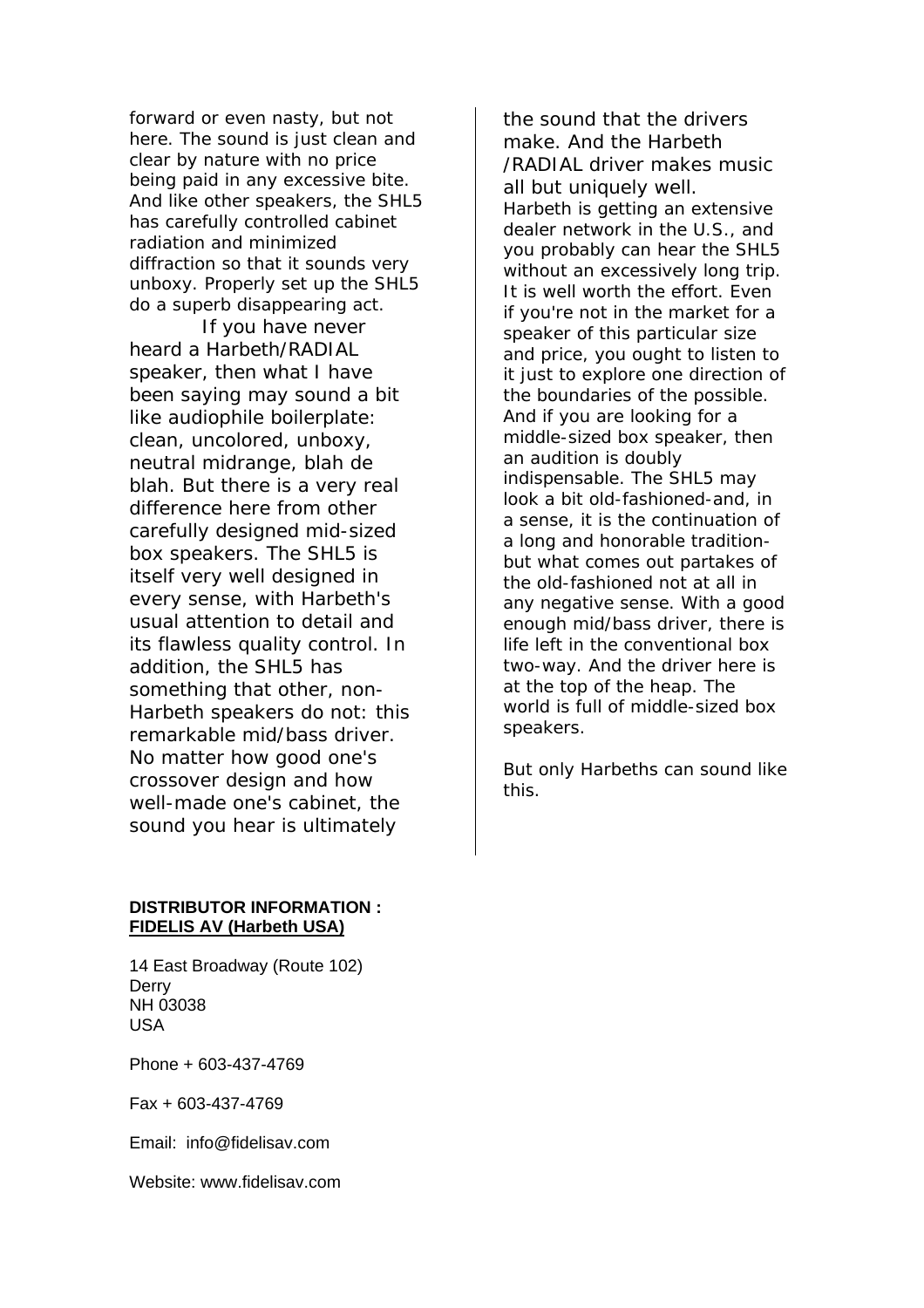forward or even nasty, but not here. The sound is just clean and clear by nature with no price being paid in any excessive bite. And like other speakers, the SHL5 has carefully controlled cabinet radiation and minimized diffraction so that it sounds very unboxy. Properly set up the SHL5 do a superb disappearing act.

If you have never heard a Harbeth/RADIAL speaker, then what I have been saying may sound a bit like audiophile boilerplate: clean, uncolored, unboxy, neutral midrange, blah de blah. But there is a very real difference here from other carefully designed mid-sized box speakers. The SHL5 is itself very well designed in every sense, with Harbeth's usual attention to detail and its flawless quality control. In addition, the SHL5 has something that other, non-Harbeth speakers do not: this remarkable mid/bass driver. No matter how good one's crossover design and how well-made one's cabinet, the sound you hear is ultimately the sound that the drivers make. And the Harbeth /RADIAL driver makes music all but uniquely well.

Harbeth is getting an extensive dealer network in the U.S., and you probably can hear the SHL5 without an excessively long trip. It is well worth the effort. Even if you're not in the market for a speaker of this particular size and price, you ought to listen to it just to explore one direction of the boundaries of the possible. And if you are looking for a middle-sized box speaker, then an audition is doubly indispensable. The SHL5 may look a bit old-fashioned-and, in a sense, it is the continuation of a long and honorable tradition-but what comes out partakes of the old-fashioned not at all in any negative sense. With a good enough mid/bass driver, there is life left in the conventional box two-way. And the driver here is at the top of the heap. The world is full of middle-sized box speakers.

But only Harbeths can sound like this.

**DISTRIBUTOR INFORMATION :**
**FIDELIS AV (Harbeth USA)**

14 East Broadway (Route 102)
Derry
NH 03038
USA

Phone + 603-437-4769

Fax + 603-437-4769

Email: info@fidelisav.com

Website: www.fidelisav.com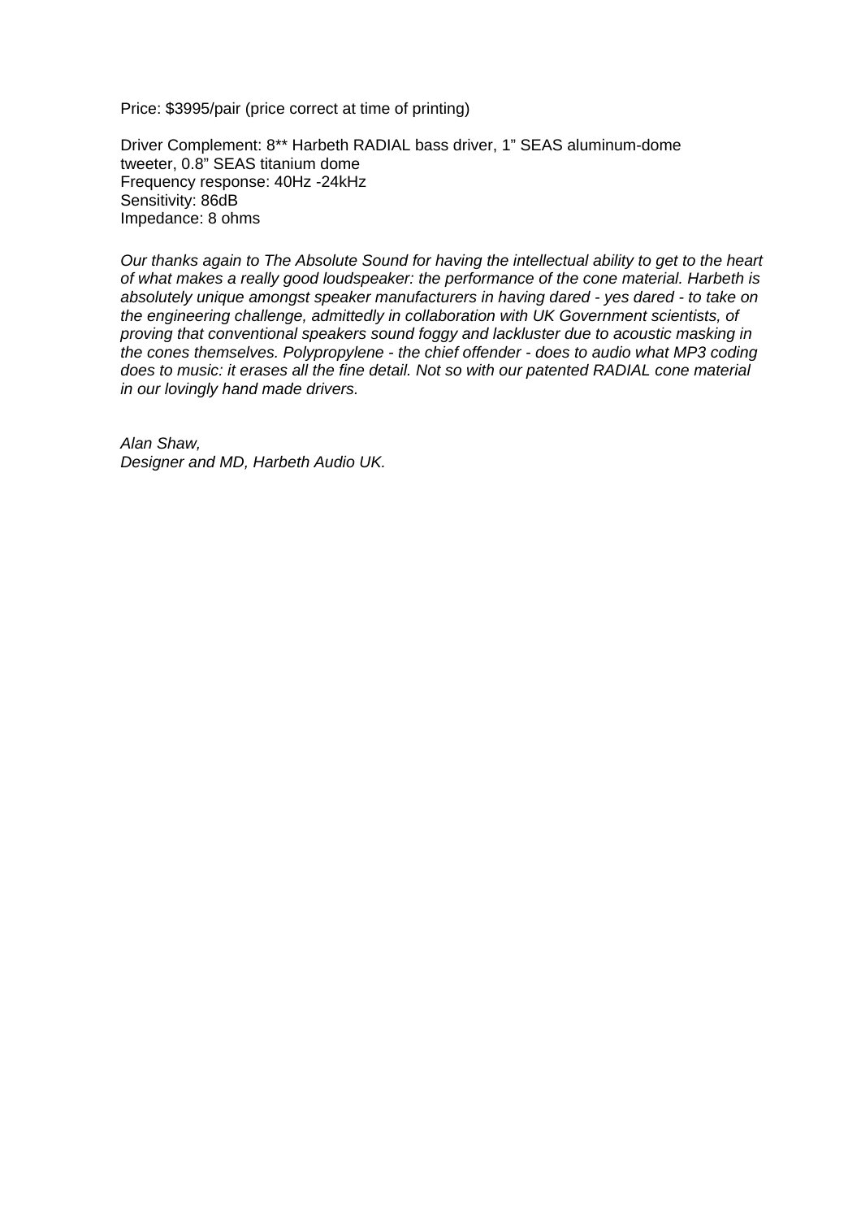Price: $3995/pair (price correct at time of printing)

Driver Complement: 8** Harbeth RADIAL bass driver, 1" SEAS aluminum-dome tweeter, 0.8" SEAS titanium dome
Frequency response: 40Hz -24kHz
Sensitivity: 86dB
Impedance: 8 ohms

*Our thanks again to The Absolute Sound for having the intellectual ability to get to the heart of what makes a really good loudspeaker: the performance of the cone material. Harbeth is absolutely unique amongst speaker manufacturers in having dared - yes dared - to take on the engineering challenge, admittedly in collaboration with UK Government scientists, of proving that conventional speakers sound foggy and lackluster due to acoustic masking in the cones themselves. Polypropylene - the chief offender - does to audio what MP3 coding does to music: it erases all the fine detail. Not so with our patented RADIAL cone material in our lovingly hand made drivers.*

*Alan Shaw,*
*Designer and MD, Harbeth Audio UK.*